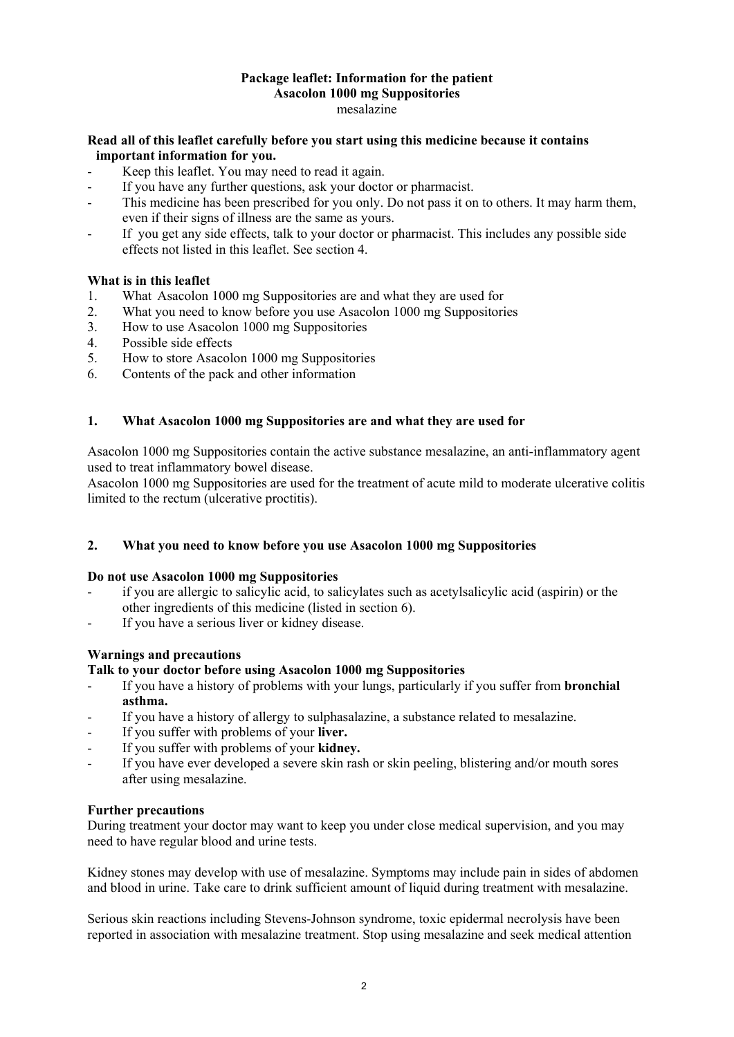# Package leaflet: Information for the patient
## Asacolon 1000 mg Suppositories
mesalazine

**Read all of this leaflet carefully before you start using this medicine because it contains important information for you.**

- Keep this leaflet. You may need to read it again.
- If you have any further questions, ask your doctor or pharmacist.
- This medicine has been prescribed for you only. Do not pass it on to others. It may harm them, even if their signs of illness are the same as yours.
- If you get any side effects, talk to your doctor or pharmacist. This includes any possible side effects not listed in this leaflet. See section 4.

**What is in this leaflet**

1. What Asacolon 1000 mg Suppositories are and what they are used for
2. What you need to know before you use Asacolon 1000 mg Suppositories
3. How to use Asacolon 1000 mg Suppositories
4. Possible side effects
5. How to store Asacolon 1000 mg Suppositories
6. Contents of the pack and other information

## 1. What Asacolon 1000 mg Suppositories are and what they are used for

Asacolon 1000 mg Suppositories contain the active substance mesalazine, an anti-inflammatory agent used to treat inflammatory bowel disease.
Asacolon 1000 mg Suppositories are used for the treatment of acute mild to moderate ulcerative colitis limited to the rectum (ulcerative proctitis).

## 2. What you need to know before you use Asacolon 1000 mg Suppositories

**Do not use Asacolon 1000 mg Suppositories**

- if you are allergic to salicylic acid, to salicylates such as acetylsalicylic acid (aspirin) or the other ingredients of this medicine (listed in section 6).
- If you have a serious liver or kidney disease.

**Warnings and precautions**

**Talk to your doctor before using Asacolon 1000 mg Suppositories**

- If you have a history of problems with your lungs, particularly if you suffer from **bronchial asthma.**
- If you have a history of allergy to sulphasalazine, a substance related to mesalazine.
- If you suffer with problems of your **liver.**
- If you suffer with problems of your **kidney.**
- If you have ever developed a severe skin rash or skin peeling, blistering and/or mouth sores after using mesalazine.

**Further precautions**

During treatment your doctor may want to keep you under close medical supervision, and you may need to have regular blood and urine tests.

Kidney stones may develop with use of mesalazine. Symptoms may include pain in sides of abdomen and blood in urine. Take care to drink sufficient amount of liquid during treatment with mesalazine.

Serious skin reactions including Stevens-Johnson syndrome, toxic epidermal necrolysis have been reported in association with mesalazine treatment. Stop using mesalazine and seek medical attention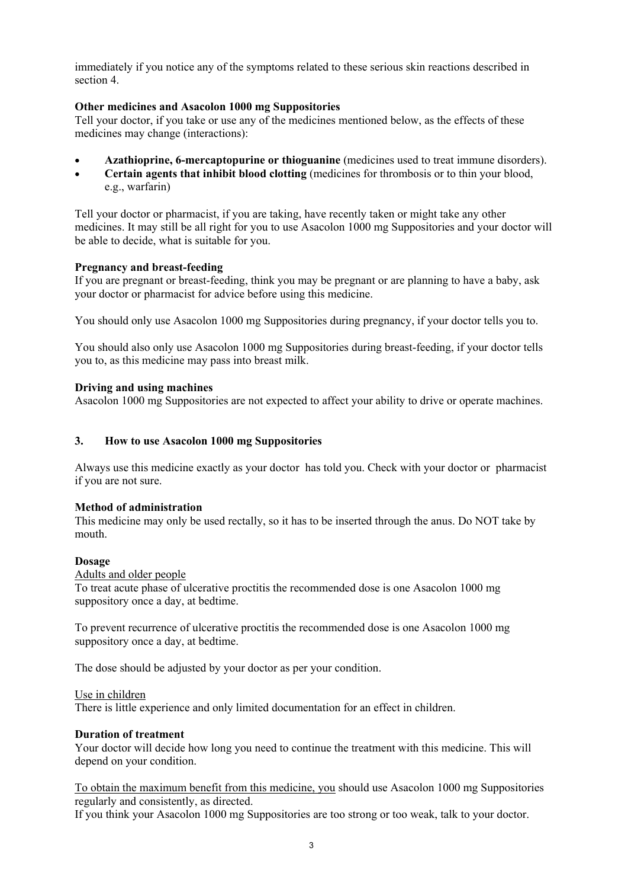immediately if you notice any of the symptoms related to these serious skin reactions described in section 4.

**Other medicines and Asacolon 1000 mg Suppositories**

Tell your doctor, if you take or use any of the medicines mentioned below, as the effects of these medicines may change (interactions):

- **Azathioprine, 6-mercaptopurine or thioguanine** (medicines used to treat immune disorders).
- **Certain agents that inhibit blood clotting** (medicines for thrombosis or to thin your blood, e.g., warfarin)

Tell your doctor or pharmacist, if you are taking, have recently taken or might take any other medicines. It may still be all right for you to use Asacolon 1000 mg Suppositories and your doctor will be able to decide, what is suitable for you.

**Pregnancy and breast-feeding**

If you are pregnant or breast-feeding, think you may be pregnant or are planning to have a baby, ask your doctor or pharmacist for advice before using this medicine.

You should only use Asacolon 1000 mg Suppositories during pregnancy, if your doctor tells you to.

You should also only use Asacolon 1000 mg Suppositories during breast-feeding, if your doctor tells you to, as this medicine may pass into breast milk.

**Driving and using machines**

Asacolon 1000 mg Suppositories are not expected to affect your ability to drive or operate machines.

## 3. How to use Asacolon 1000 mg Suppositories

Always use this medicine exactly as your doctor has told you. Check with your doctor or pharmacist if you are not sure.

**Method of administration**

This medicine may only be used rectally, so it has to be inserted through the anus. Do NOT take by mouth.

**Dosage**

Adults and older people

To treat acute phase of ulcerative proctitis the recommended dose is one Asacolon 1000 mg suppository once a day, at bedtime.

To prevent recurrence of ulcerative proctitis the recommended dose is one Asacolon 1000 mg suppository once a day, at bedtime.

The dose should be adjusted by your doctor as per your condition.

Use in children

There is little experience and only limited documentation for an effect in children.

**Duration of treatment**

Your doctor will decide how long you need to continue the treatment with this medicine. This will depend on your condition.

To obtain the maximum benefit from this medicine, you should use Asacolon 1000 mg Suppositories regularly and consistently, as directed.

If you think your Asacolon 1000 mg Suppositories are too strong or too weak, talk to your doctor.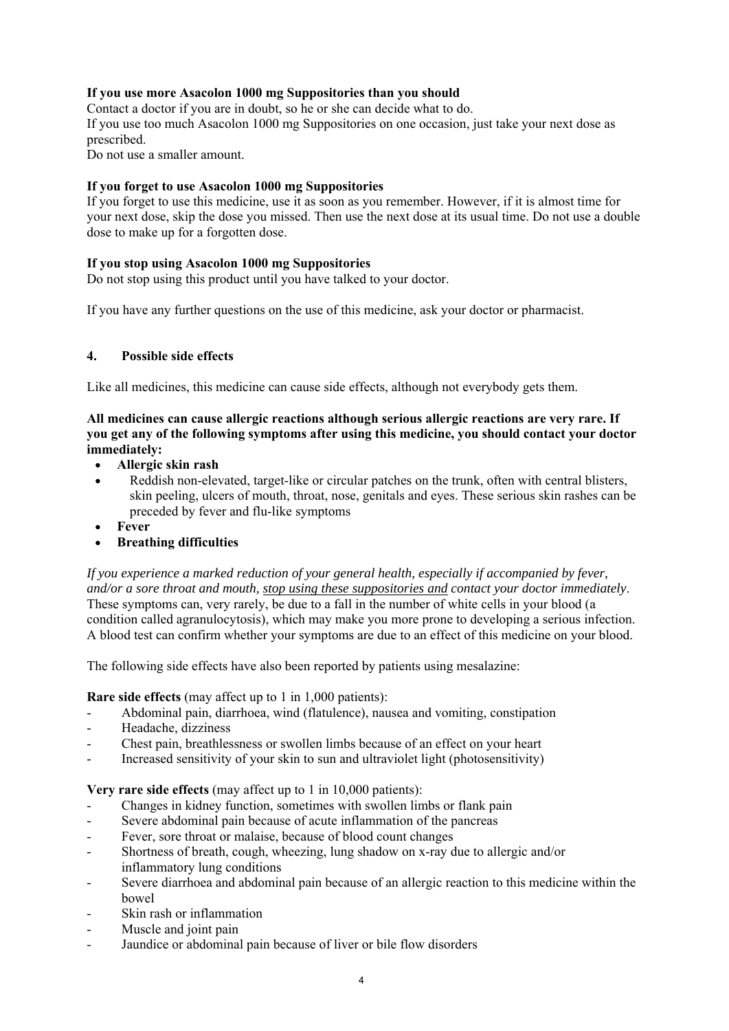**If you use more Asacolon 1000 mg Suppositories than you should**

Contact a doctor if you are in doubt, so he or she can decide what to do.
If you use too much Asacolon 1000 mg Suppositories on one occasion, just take your next dose as prescribed.
Do not use a smaller amount.

**If you forget to use Asacolon 1000 mg Suppositories**

If you forget to use this medicine, use it as soon as you remember. However, if it is almost time for your next dose, skip the dose you missed. Then use the next dose at its usual time. Do not use a double dose to make up for a forgotten dose.

**If you stop using Asacolon 1000 mg Suppositories**

Do not stop using this product until you have talked to your doctor.

If you have any further questions on the use of this medicine, ask your doctor or pharmacist.

## 4. Possible side effects

Like all medicines, this medicine can cause side effects, although not everybody gets them.

**All medicines can cause allergic reactions although serious allergic reactions are very rare. If you get any of the following symptoms after using this medicine, you should contact your doctor immediately:**

- **Allergic skin rash**
- Reddish non-elevated, target-like or circular patches on the trunk, often with central blisters, skin peeling, ulcers of mouth, throat, nose, genitals and eyes. These serious skin rashes can be preceded by fever and flu-like symptoms
- **Fever**
- **Breathing difficulties**

*If you experience a marked reduction of your general health, especially if accompanied by fever, and/or a sore throat and mouth, stop using these suppositories and contact your doctor immediately*. These symptoms can, very rarely, be due to a fall in the number of white cells in your blood (a condition called agranulocytosis), which may make you more prone to developing a serious infection. A blood test can confirm whether your symptoms are due to an effect of this medicine on your blood.

The following side effects have also been reported by patients using mesalazine:

**Rare side effects** (may affect up to 1 in 1,000 patients):

- Abdominal pain, diarrhoea, wind (flatulence), nausea and vomiting, constipation
- Headache, dizziness
- Chest pain, breathlessness or swollen limbs because of an effect on your heart
- Increased sensitivity of your skin to sun and ultraviolet light (photosensitivity)

**Very rare side effects** (may affect up to 1 in 10,000 patients):

- Changes in kidney function, sometimes with swollen limbs or flank pain
- Severe abdominal pain because of acute inflammation of the pancreas
- Fever, sore throat or malaise, because of blood count changes
- Shortness of breath, cough, wheezing, lung shadow on x-ray due to allergic and/or inflammatory lung conditions
- Severe diarrhoea and abdominal pain because of an allergic reaction to this medicine within the bowel
- Skin rash or inflammation
- Muscle and joint pain
- Jaundice or abdominal pain because of liver or bile flow disorders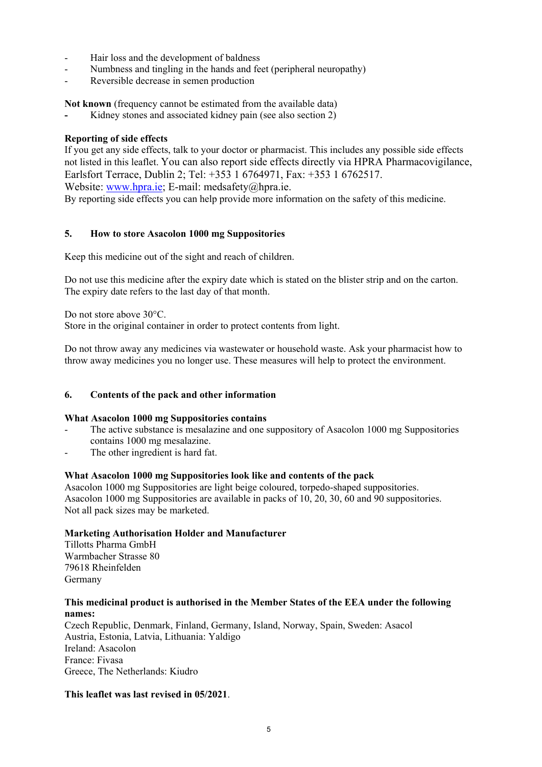- Hair loss and the development of baldness
- Numbness and tingling in the hands and feet (peripheral neuropathy)
- Reversible decrease in semen production

**Not known** (frequency cannot be estimated from the available data)
- Kidney stones and associated kidney pain (see also section 2)

**Reporting of side effects**
If you get any side effects, talk to your doctor or pharmacist. This includes any possible side effects not listed in this leaflet. You can also report side effects directly via HPRA Pharmacovigilance, Earlsfort Terrace, Dublin 2; Tel: +353 1 6764971, Fax: +353 1 6762517.
Website: www.hpra.ie; E-mail: medsafety@hpra.ie.
By reporting side effects you can help provide more information on the safety of this medicine.

## 5. How to store Asacolon 1000 mg Suppositories

Keep this medicine out of the sight and reach of children.

Do not use this medicine after the expiry date which is stated on the blister strip and on the carton. The expiry date refers to the last day of that month.

Do not store above 30°C.
Store in the original container in order to protect contents from light.

Do not throw away any medicines via wastewater or household waste. Ask your pharmacist how to throw away medicines you no longer use. These measures will help to protect the environment.

## 6. Contents of the pack and other information

**What Asacolon 1000 mg Suppositories contains**
- The active substance is mesalazine and one suppository of Asacolon 1000 mg Suppositories contains 1000 mg mesalazine.
- The other ingredient is hard fat.

**What Asacolon 1000 mg Suppositories look like and contents of the pack**
Asacolon 1000 mg Suppositories are light beige coloured, torpedo-shaped suppositories.
Asacolon 1000 mg Suppositories are available in packs of 10, 20, 30, 60 and 90 suppositories.
Not all pack sizes may be marketed.

**Marketing Authorisation Holder and Manufacturer**
Tillotts Pharma GmbH
Warmbacher Strasse 80
79618 Rheinfelden
Germany

**This medicinal product is authorised in the Member States of the EEA under the following names:**
Czech Republic, Denmark, Finland, Germany, Island, Norway, Spain, Sweden: Asacol
Austria, Estonia, Latvia, Lithuania: Yaldigo
Ireland: Asacolon
France: Fivasa
Greece, The Netherlands: Kiudro

**This leaflet was last revised in 05/2021**.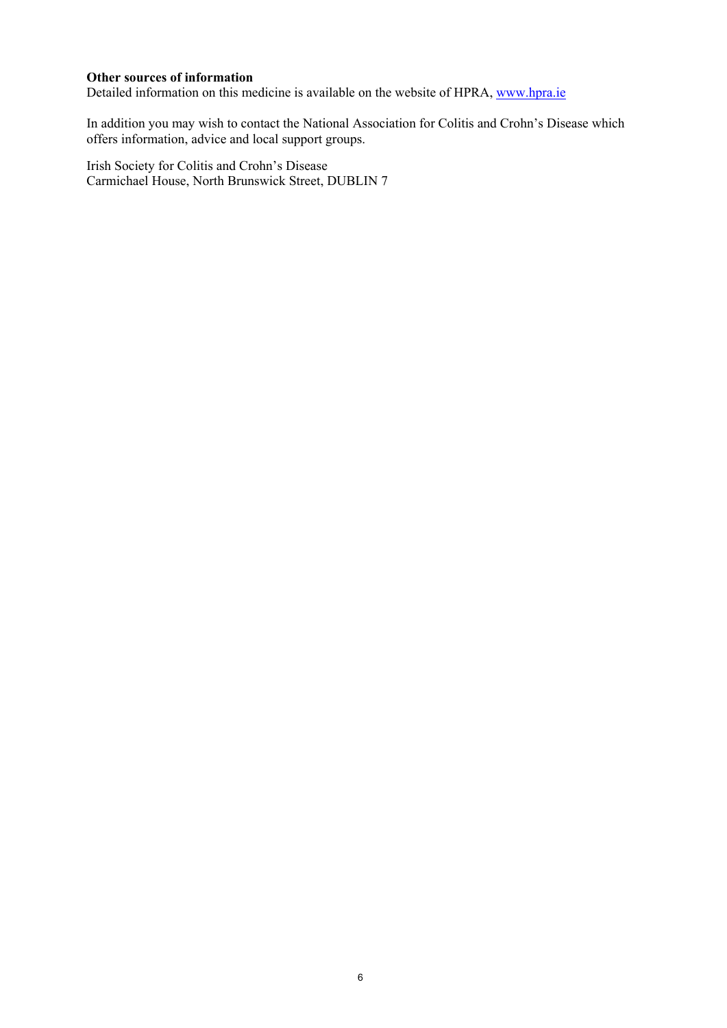**Other sources of information**
Detailed information on this medicine is available on the website of HPRA, www.hpra.ie

In addition you may wish to contact the National Association for Colitis and Crohn's Disease which offers information, advice and local support groups.

Irish Society for Colitis and Crohn's Disease
Carmichael House, North Brunswick Street, DUBLIN 7